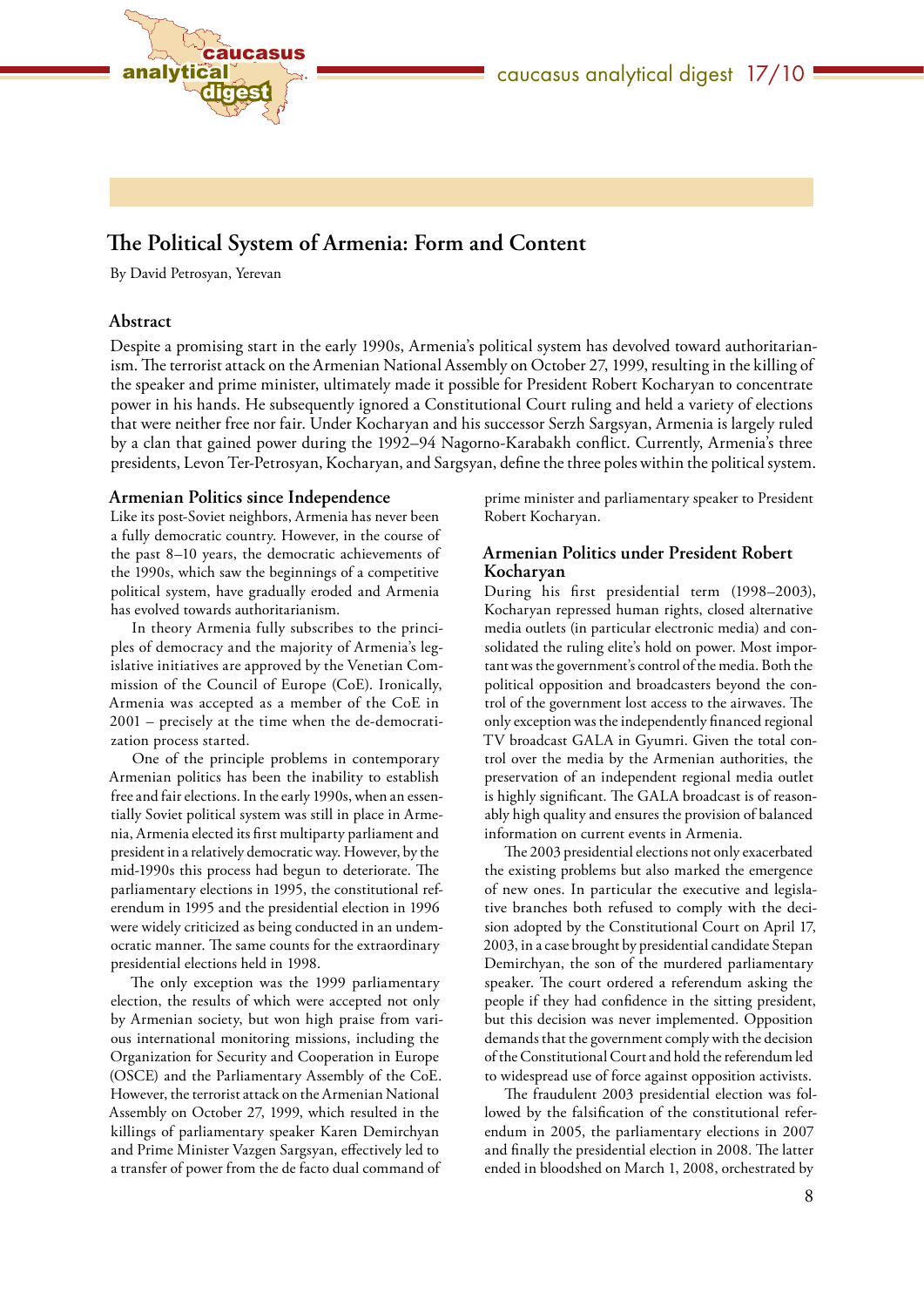# The Political System of Armenia: Form and Content

By David Petrosyan, Yerevan

## Abstract

Despite a promising start in the early 1990s, Armenia's political system has devolved toward authoritarianism. The terrorist attack on the Armenian National Assembly on October 27, 1999, resulting in the killing of the speaker and prime minister, ultimately made it possible for President Robert Kocharyan to concentrate power in his hands. He subsequently ignored a Constitutional Court ruling and held a variety of elections that were neither free nor fair. Under Kocharyan and his successor Serzh Sargsyan, Armenia is largely ruled by a clan that gained power during the 1992–94 Nagorno-Karabakh conflict. Currently, Armenia's three presidents, Levon Ter-Petrosyan, Kocharyan, and Sargsyan, define the three poles within the political system.

## Armenian Politics since Independence

Like its post-Soviet neighbors, Armenia has never been a fully democratic country. However, in the course of the past 8–10 years, the democratic achievements of the 1990s, which saw the beginnings of a competitive political system, have gradually eroded and Armenia has evolved towards authoritarianism.

In theory Armenia fully subscribes to the principles of democracy and the majority of Armenia's legislative initiatives are approved by the Venetian Commission of the Council of Europe (CoE). Ironically, Armenia was accepted as a member of the CoE in 2001 – precisely at the time when the de-democratization process started.

One of the principle problems in contemporary Armenian politics has been the inability to establish free and fair elections. In the early 1990s, when an essentially Soviet political system was still in place in Armenia, Armenia elected its first multiparty parliament and president in a relatively democratic way. However, by the mid-1990s this process had begun to deteriorate. The parliamentary elections in 1995, the constitutional referendum in 1995 and the presidential election in 1996 were widely criticized as being conducted in an undemocratic manner. The same counts for the extraordinary presidential elections held in 1998.

The only exception was the 1999 parliamentary election, the results of which were accepted not only by Armenian society, but won high praise from various international monitoring missions, including the Organization for Security and Cooperation in Europe (OSCE) and the Parliamentary Assembly of the CoE. However, the terrorist attack on the Armenian National Assembly on October 27, 1999, which resulted in the killings of parliamentary speaker Karen Demirchyan and Prime Minister Vazgen Sargsyan, effectively led to a transfer of power from the de facto dual command of prime minister and parliamentary speaker to President Robert Kocharyan.

## Armenian Politics under President Robert Kocharyan

During his first presidential term (1998–2003), Kocharyan repressed human rights, closed alternative media outlets (in particular electronic media) and consolidated the ruling elite's hold on power. Most important was the government's control of the media. Both the political opposition and broadcasters beyond the control of the government lost access to the airwaves. The only exception was the independently financed regional TV broadcast GALA in Gyumri. Given the total control over the media by the Armenian authorities, the preservation of an independent regional media outlet is highly significant. The GALA broadcast is of reasonably high quality and ensures the provision of balanced information on current events in Armenia.

The 2003 presidential elections not only exacerbated the existing problems but also marked the emergence of new ones. In particular the executive and legislative branches both refused to comply with the decision adopted by the Constitutional Court on April 17, 2003, in a case brought by presidential candidate Stepan Demirchyan, the son of the murdered parliamentary speaker. The court ordered a referendum asking the people if they had confidence in the sitting president, but this decision was never implemented. Opposition demands that the government comply with the decision of the Constitutional Court and hold the referendum led to widespread use of force against opposition activists.

The fraudulent 2003 presidential election was followed by the falsification of the constitutional referendum in 2005, the parliamentary elections in 2007 and finally the presidential election in 2008. The latter ended in bloodshed on March 1, 2008, orchestrated by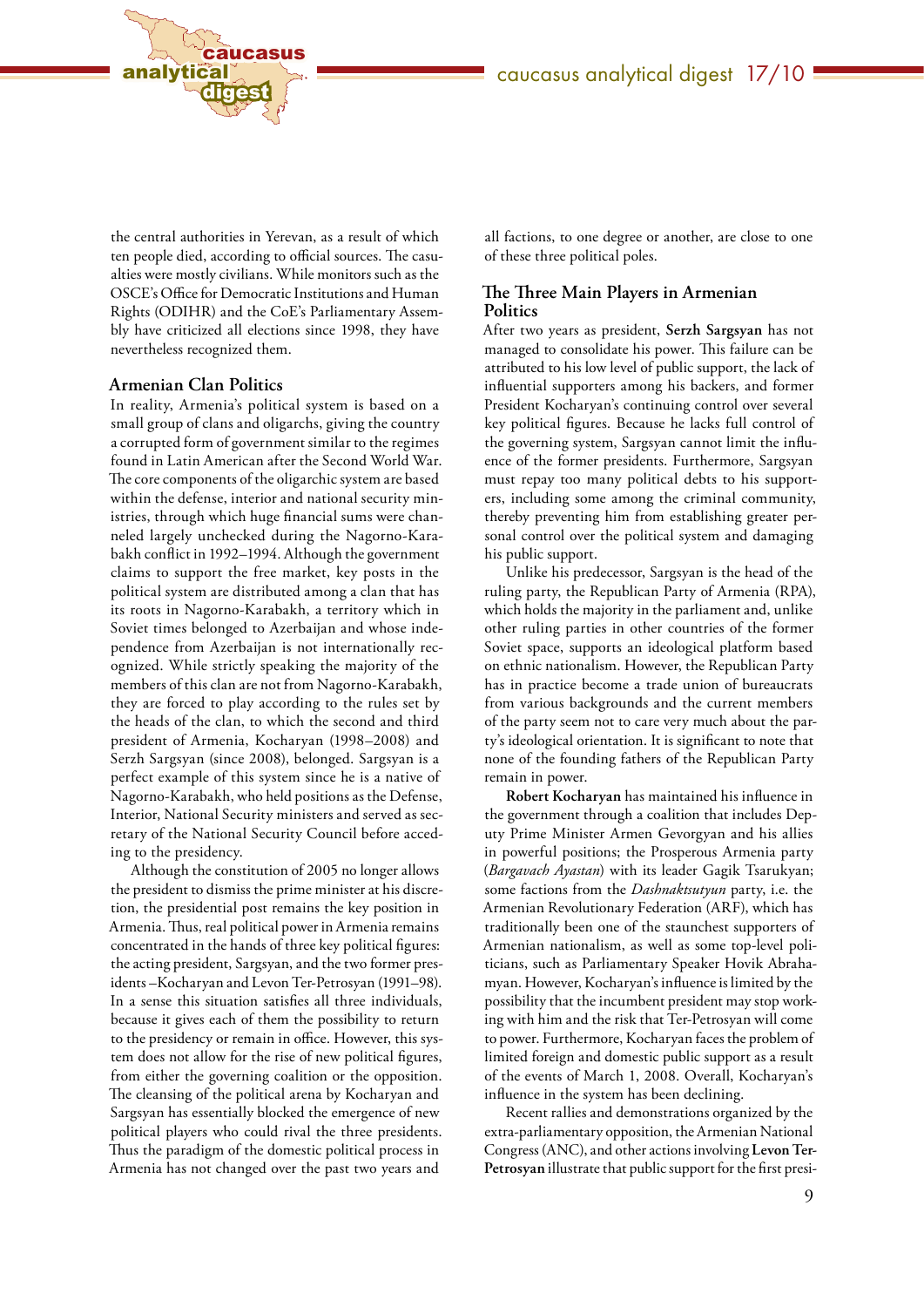the central authorities in Yerevan, as a result of which ten people died, according to official sources. The casualties were mostly civilians. While monitors such as the OSCE's Office for Democratic Institutions and Human Rights (ODIHR) and the CoE's Parliamentary Assembly have criticized all elections since 1998, they have nevertheless recognized them.

## Armenian Clan Politics

In reality, Armenia's political system is based on a small group of clans and oligarchs, giving the country a corrupted form of government similar to the regimes found in Latin American after the Second World War. The core components of the oligarchic system are based within the defense, interior and national security ministries, through which huge financial sums were channeled largely unchecked during the Nagorno-Karabakh conflict in 1992–1994. Although the government claims to support the free market, key posts in the political system are distributed among a clan that has its roots in Nagorno-Karabakh, a territory which in Soviet times belonged to Azerbaijan and whose independence from Azerbaijan is not internationally recognized. While strictly speaking the majority of the members of this clan are not from Nagorno-Karabakh, they are forced to play according to the rules set by the heads of the clan, to which the second and third president of Armenia, Kocharyan (1998–2008) and Serzh Sargsyan (since 2008), belonged. Sargsyan is a perfect example of this system since he is a native of Nagorno-Karabakh, who held positions as the Defense, Interior, National Security ministers and served as secretary of the National Security Council before acceding to the presidency.

Although the constitution of 2005 no longer allows the president to dismiss the prime minister at his discretion, the presidential post remains the key position in Armenia. Thus, real political power in Armenia remains concentrated in the hands of three key political figures: the acting president, Sargsyan, and the two former presidents –Kocharyan and Levon Ter-Petrosyan (1991–98). In a sense this situation satisfies all three individuals, because it gives each of them the possibility to return to the presidency or remain in office. However, this system does not allow for the rise of new political figures, from either the governing coalition or the opposition. The cleansing of the political arena by Kocharyan and Sargsyan has essentially blocked the emergence of new political players who could rival the three presidents. Thus the paradigm of the domestic political process in Armenia has not changed over the past two years and all factions, to one degree or another, are close to one of these three political poles.

## The Three Main Players in Armenian Politics

After two years as president, **Serzh Sargsyan** has not managed to consolidate his power. This failure can be attributed to his low level of public support, the lack of influential supporters among his backers, and former President Kocharyan's continuing control over several key political figures. Because he lacks full control of the governing system, Sargsyan cannot limit the influence of the former presidents. Furthermore, Sargsyan must repay too many political debts to his supporters, including some among the criminal community, thereby preventing him from establishing greater personal control over the political system and damaging his public support.

Unlike his predecessor, Sargsyan is the head of the ruling party, the Republican Party of Armenia (RPA), which holds the majority in the parliament and, unlike other ruling parties in other countries of the former Soviet space, supports an ideological platform based on ethnic nationalism. However, the Republican Party has in practice become a trade union of bureaucrats from various backgrounds and the current members of the party seem not to care very much about the party's ideological orientation. It is significant to note that none of the founding fathers of the Republican Party remain in power.

**Robert Kocharyan** has maintained his influence in the government through a coalition that includes Deputy Prime Minister Armen Gevorgyan and his allies in powerful positions; the Prosperous Armenia party (*Bargavach Ayastan*) with its leader Gagik Tsarukyan; some factions from the *Dashnaktsutyun* party, i.e. the Armenian Revolutionary Federation (ARF), which has traditionally been one of the staunchest supporters of Armenian nationalism, as well as some top-level politicians, such as Parliamentary Speaker Hovik Abrahamyan. However, Kocharyan's influence is limited by the possibility that the incumbent president may stop working with him and the risk that Ter-Petrosyan will come to power. Furthermore, Kocharyan faces the problem of limited foreign and domestic public support as a result of the events of March 1, 2008. Overall, Kocharyan's influence in the system has been declining.

Recent rallies and demonstrations organized by the extra-parliamentary opposition, the Armenian National Congress (ANC), and other actions involving **Levon Ter-Petrosyan** illustrate that public support for the first presi-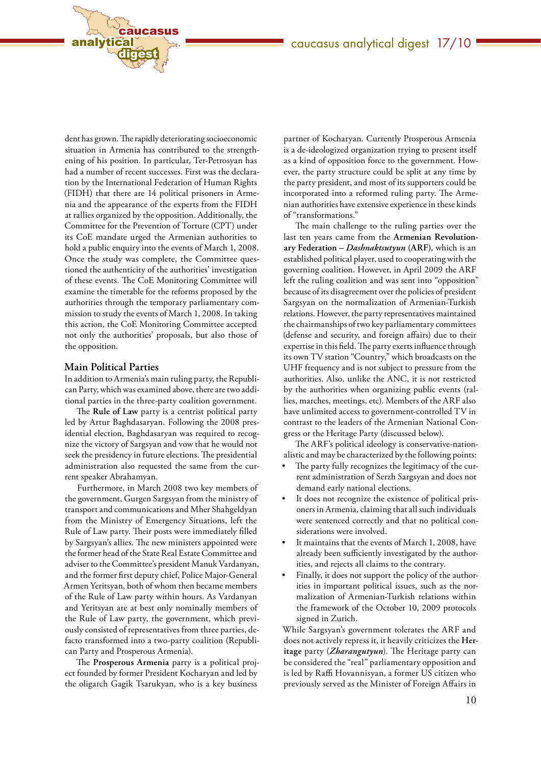dent has grown. The rapidly deteriorating socioeconomic situation in Armenia has contributed to the strengthening of his position. In particular, Ter-Petrosyan has had a number of recent successes. First was the declaration by the International Federation of Human Rights (FIDH) that there are 14 political prisoners in Armenia and the appearance of the experts from the FIDH at rallies organized by the opposition. Additionally, the Committee for the Prevention of Torture (CPT) under its CoE mandate urged the Armenian authorities to hold a public enquiry into the events of March 1, 2008. Once the study was complete, the Committee questioned the authenticity of the authorities' investigation of these events. The CoE Monitoring Committee will examine the timetable for the reforms proposed by the authorities through the temporary parliamentary commission to study the events of March 1, 2008. In taking this action, the CoE Monitoring Committee accepted not only the authorities' proposals, but also those of the opposition.

## Main Political Parties

In addition to Armenia's main ruling party, the Republican Party, which was examined above, there are two additional parties in the three-party coalition government.

The **Rule of Law** party is a centrist political party led by Artur Baghdasaryan. Following the 2008 presidential election, Baghdasaryan was required to recognize the victory of Sargsyan and vow that he would not seek the presidency in future elections. The presidential administration also requested the same from the current speaker Abrahamyan.

Furthermore, in March 2008 two key members of the government, Gurgen Sargsyan from the ministry of transport and communications and Mher Shahgeldyan from the Ministry of Emergency Situations, left the Rule of Law party. Their posts were immediately filled by Sargsyan's allies. The new ministers appointed were the former head of the State Real Estate Committee and adviser to the Committee's president Manuk Vardanyan, and the former first deputy chief, Police Major-General Armen Yeritsyan, both of whom then became members of the Rule of Law party within hours. As Vardanyan and Yeritsyan are at best only nominally members of the Rule of Law party, the government, which previously consisted of representatives from three parties, de-facto transformed into a two-party coalition (Republican Party and Prosperous Armenia).

The **Prosperous Armenia** party is a political project founded by former President Kocharyan and led by the oligarch Gagik Tsarukyan, who is a key business partner of Kocharyan. Currently Prosperous Armenia is a de-ideologized organization trying to present itself as a kind of opposition force to the government. However, the party structure could be split at any time by the party president, and most of its supporters could be incorporated into a reformed ruling party. The Armenian authorities have extensive experience in these kinds of "transformations."

The main challenge to the ruling parties over the last ten years came from the **Armenian Revolutionary Federation –** ***Dashnaktsutyun*** **(ARF)**, which is an established political player, used to cooperating with the governing coalition. However, in April 2009 the ARF left the ruling coalition and was sent into "opposition" because of its disagreement over the policies of president Sargsyan on the normalization of Armenian-Turkish relations. However, the party representatives maintained the chairmanships of two key parliamentary committees (defense and security, and foreign affairs) due to their expertise in this field. The party exerts influence through its own TV station "Country," which broadcasts on the UHF frequency and is not subject to pressure from the authorities. Also, unlike the ANC, it is not restricted by the authorities when organizing public events (rallies, marches, meetings, etc). Members of the ARF also have unlimited access to government-controlled TV in contrast to the leaders of the Armenian National Congress or the Heritage Party (discussed below).

The ARF's political ideology is conservative-nationalistic and may be characterized by the following points:

- The party fully recognizes the legitimacy of the current administration of Serzh Sargsyan and does not demand early national elections.
- It does not recognize the existence of political prisoners in Armenia, claiming that all such individuals were sentenced correctly and that no political considerations were involved.
- It maintains that the events of March 1, 2008, have already been sufficiently investigated by the authorities, and rejects all claims to the contrary.
- Finally, it does not support the policy of the authorities in important political issues, such as the normalization of Armenian-Turkish relations within the framework of the October 10, 2009 protocols signed in Zurich.

While Sargsyan's government tolerates the ARF and does not actively repress it, it heavily criticizes the **Heritage** party (***Zharangutyun***). The Heritage party can be considered the "real" parliamentary opposition and is led by Raffi Hovannisyan, a former US citizen who previously served as the Minister of Foreign Affairs in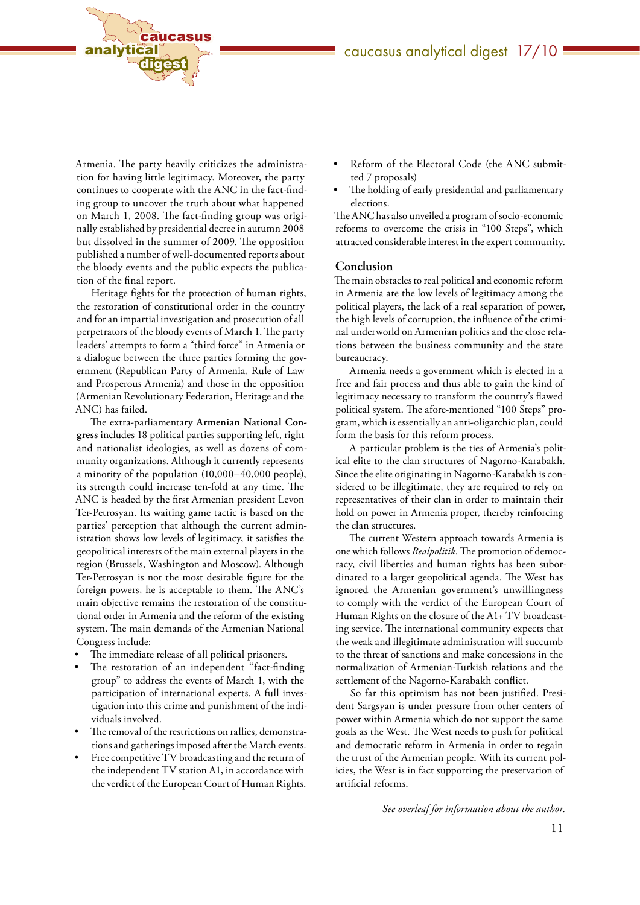Armenia. The party heavily criticizes the administration for having little legitimacy. Moreover, the party continues to cooperate with the ANC in the fact-finding group to uncover the truth about what happened on March 1, 2008. The fact-finding group was originally established by presidential decree in autumn 2008 but dissolved in the summer of 2009. The opposition published a number of well-documented reports about the bloody events and the public expects the publication of the final report.

Heritage fights for the protection of human rights, the restoration of constitutional order in the country and for an impartial investigation and prosecution of all perpetrators of the bloody events of March 1. The party leaders' attempts to form a "third force" in Armenia or a dialogue between the three parties forming the government (Republican Party of Armenia, Rule of Law and Prosperous Armenia) and those in the opposition (Armenian Revolutionary Federation, Heritage and the ANC) has failed.

The extra-parliamentary **Armenian National Congress** includes 18 political parties supporting left, right and nationalist ideologies, as well as dozens of community organizations. Although it currently represents a minority of the population (10,000–40,000 people), its strength could increase ten-fold at any time. The ANC is headed by the first Armenian president Levon Ter-Petrosyan. Its waiting game tactic is based on the parties' perception that although the current administration shows low levels of legitimacy, it satisfies the geopolitical interests of the main external players in the region (Brussels, Washington and Moscow). Although Ter-Petrosyan is not the most desirable figure for the foreign powers, he is acceptable to them. The ANC's main objective remains the restoration of the constitutional order in Armenia and the reform of the existing system. The main demands of the Armenian National Congress include:

- The immediate release of all political prisoners.
- The restoration of an independent "fact-finding group" to address the events of March 1, with the participation of international experts. A full investigation into this crime and punishment of the individuals involved.
- The removal of the restrictions on rallies, demonstrations and gatherings imposed after the March events.
- Free competitive TV broadcasting and the return of the independent TV station A1, in accordance with the verdict of the European Court of Human Rights.
- Reform of the Electoral Code (the ANC submitted 7 proposals)
- The holding of early presidential and parliamentary elections.

The ANC has also unveiled a program of socio-economic reforms to overcome the crisis in "100 Steps", which attracted considerable interest in the expert community.

## Conclusion

The main obstacles to real political and economic reform in Armenia are the low levels of legitimacy among the political players, the lack of a real separation of power, the high levels of corruption, the influence of the criminal underworld on Armenian politics and the close relations between the business community and the state bureaucracy.

Armenia needs a government which is elected in a free and fair process and thus able to gain the kind of legitimacy necessary to transform the country's flawed political system. The afore-mentioned "100 Steps" program, which is essentially an anti-oligarchic plan, could form the basis for this reform process.

A particular problem is the ties of Armenia's political elite to the clan structures of Nagorno-Karabakh. Since the elite originating in Nagorno-Karabakh is considered to be illegitimate, they are required to rely on representatives of their clan in order to maintain their hold on power in Armenia proper, thereby reinforcing the clan structures.

The current Western approach towards Armenia is one which follows *Realpolitik*. The promotion of democracy, civil liberties and human rights has been subordinated to a larger geopolitical agenda. The West has ignored the Armenian government's unwillingness to comply with the verdict of the European Court of Human Rights on the closure of the A1+ TV broadcasting service. The international community expects that the weak and illegitimate administration will succumb to the threat of sanctions and make concessions in the normalization of Armenian-Turkish relations and the settlement of the Nagorno-Karabakh conflict.

So far this optimism has not been justified. President Sargsyan is under pressure from other centers of power within Armenia which do not support the same goals as the West. The West needs to push for political and democratic reform in Armenia in order to regain the trust of the Armenian people. With its current policies, the West is in fact supporting the preservation of artificial reforms.

*See overleaf for information about the author.*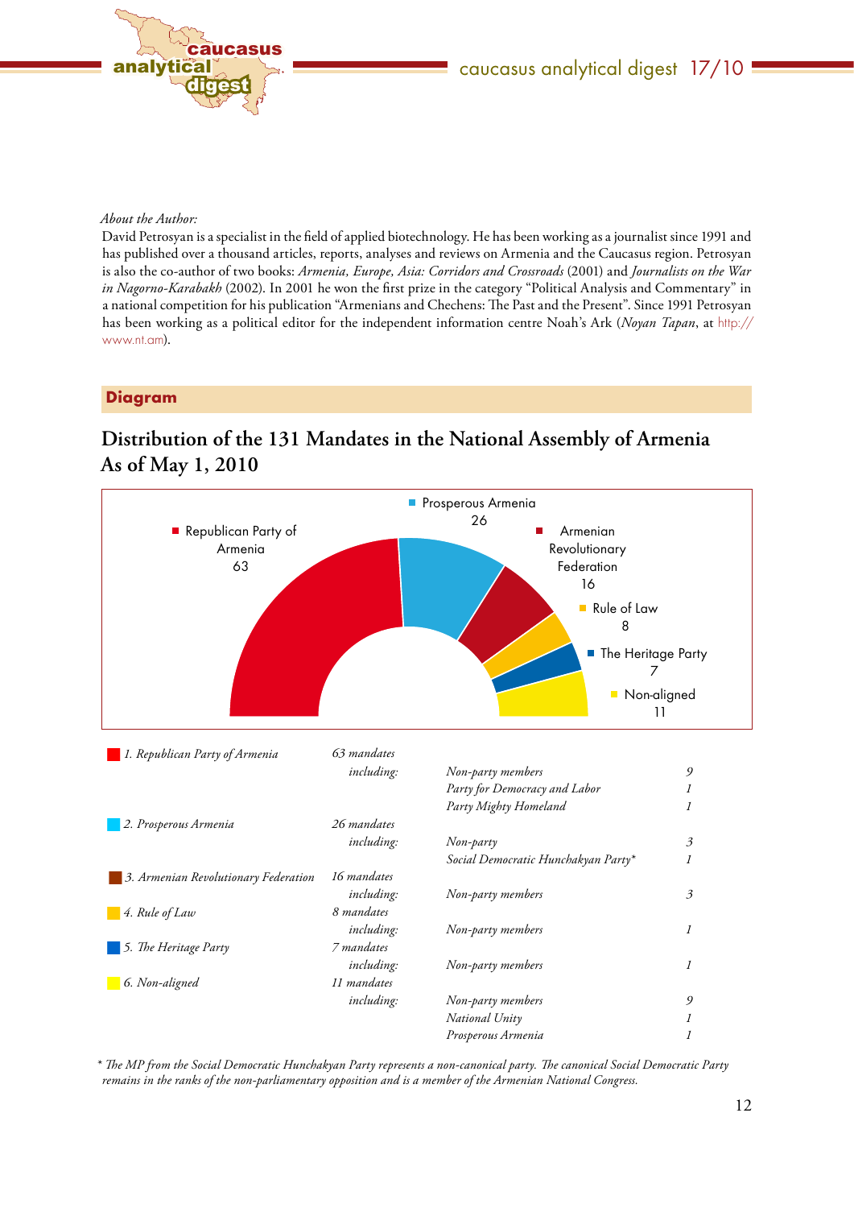*About the Author:*

David Petrosyan is a specialist in the field of applied biotechnology. He has been working as a journalist since 1991 and has published over a thousand articles, reports, analyses and reviews on Armenia and the Caucasus region. Petrosyan is also the co-author of two books: *Armenia, Europe, Asia: Corridors and Crossroads* (2001) and *Journalists on the War in Nagorno-Karabakh* (2002). In 2001 he won the first prize in the category "Political Analysis and Commentary" in a national competition for his publication "Armenians and Chechens: The Past and the Present". Since 1991 Petrosyan has been working as a political editor for the independent information centre Noah's Ark (*Noyan Tapan*, at http://www.nt.am).

## Diagram

### Distribution of the 131 Mandates in the National Assembly of Armenia As of May 1, 2010

Republican Party of Armenia 63
Prosperous Armenia 26
Armenian Revolutionary Federation 16
Rule of Law 8
The Heritage Party 7
Non-aligned 11

| | | | | |
|---|---|---|---|---|
| *1. Republican Party of Armenia* | *63 mandates* | | | |
| | | *including:* | *Non-party members* | *9* |
| | | | *Party for Democracy and Labor* | *1* |
| | | | *Party Mighty Homeland* | *1* |
| *2. Prosperous Armenia* | *26 mandates* | | | |
| | | *including:* | *Non-party* | *3* |
| | | | *Social Democratic Hunchakyan Party\** | *1* |
| *3. Armenian Revolutionary Federation* | *16 mandates* | | | |
| | | *including:* | *Non-party members* | *3* |
| *4. Rule of Law* | *8 mandates* | | | |
| | | *including:* | *Non-party members* | *1* |
| *5. The Heritage Party* | *7 mandates* | | | |
| | | *including:* | *Non-party members* | *1* |
| *6. Non-aligned* | *11 mandates* | | | |
| | | *including:* | *Non-party members* | *9* |
| | | | *National Unity* | *1* |
| | | | *Prosperous Armenia* | *1* |

*\* The MP from the Social Democratic Hunchakyan Party represents a non-canonical party. The canonical Social Democratic Party remains in the ranks of the non-parliamentary opposition and is a member of the Armenian National Congress.*